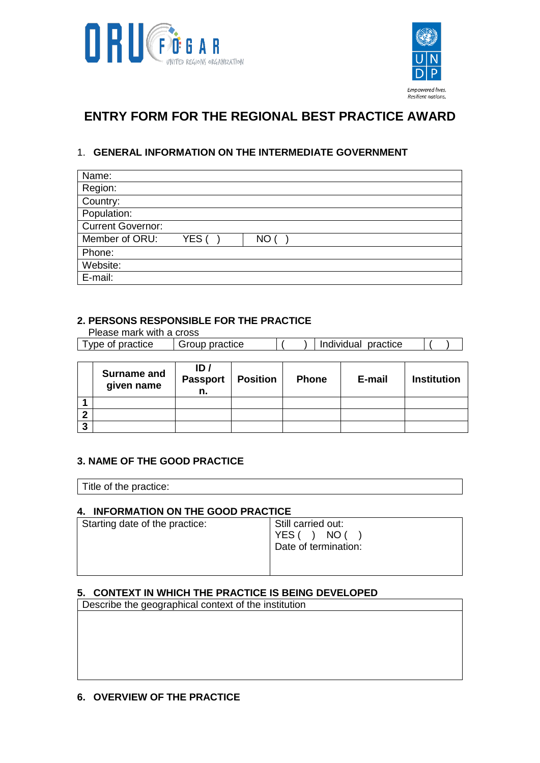# ENTRY FORM FOR THE REGIONAL BEST PRACTICE AWARD

## 1. GENERAL INFORMATION ON THE INTERMEDIATE GOVERNMENT

| Name: | | |
|---|---|---|
| Region: | | |
| Country: | | |
| Population: | | |
| Current Governor: | | |
| Member of ORU: | YES ( ) | NO ( ) |
| Phone: | | |
| Website: | | |
| E-mail: | | |

## 2. PERSONS RESPONSIBLE FOR THE PRACTICE

Please mark with a cross

| Type of practice | Group practice | ( ) | Individual practice | ( ) |
|---|---|---|---|---|

| | Surname and given name | ID / Passport n. | Position | Phone | E-mail | Institution |
|---|---|---|---|---|---|---|
| 1 | | | | | | |
| 2 | | | | | | |
| 3 | | | | | | |

## 3. NAME OF THE GOOD PRACTICE

| Title of the practice: |
|---|

## 4. INFORMATION ON THE GOOD PRACTICE

| Starting date of the practice: | Still carried out:<br>YES ( ) NO ( )<br>Date of termination: |
|---|---|

## 5. CONTEXT IN WHICH THE PRACTICE IS BEING DEVELOPED

| Describe the geographical context of the institution |
|---|
| |

## 6. OVERVIEW OF THE PRACTICE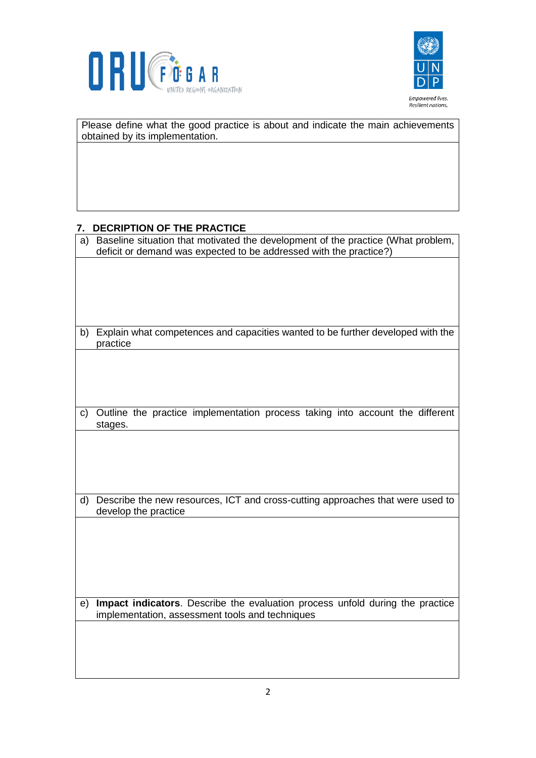| Please define what the good practice is about and indicate the main achievements obtained by its implementation. |
| --- |
| |

## 7. DECRIPTION OF THE PRACTICE

| a) Baseline situation that motivated the development of the practice (What problem, deficit or demand was expected to be addressed with the practice?) |
| --- |
| |
| b) Explain what competences and capacities wanted to be further developed with the practice |
| |
| c) Outline the practice implementation process taking into account the different stages. |
| |
| d) Describe the new resources, ICT and cross-cutting approaches that were used to develop the practice |
| |
| e) **Impact indicators**. Describe the evaluation process unfold during the practice implementation, assessment tools and techniques |
| |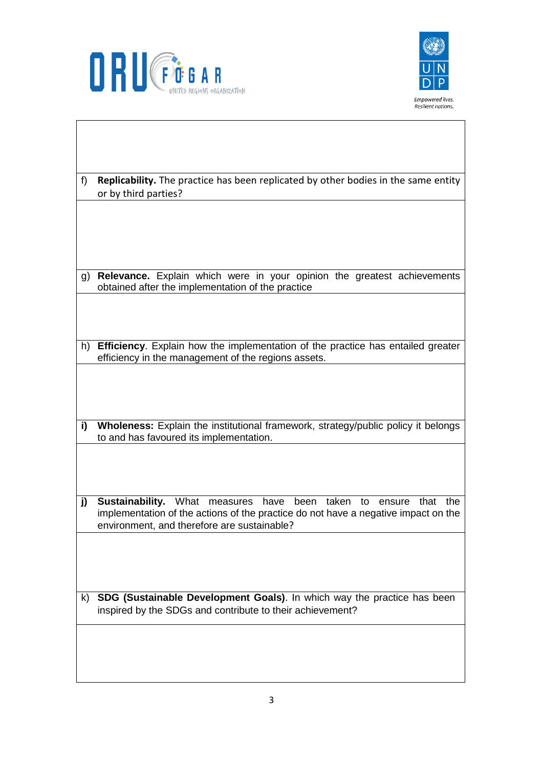f) **Replicability.** The practice has been replicated by other bodies in the same entity or by third parties?

g) **Relevance.** Explain which were in your opinion the greatest achievements obtained after the implementation of the practice

h) **Efficiency**. Explain how the implementation of the practice has entailed greater efficiency in the management of the regions assets.

**i) Wholeness:** Explain the institutional framework, strategy/public policy it belongs to and has favoured its implementation.

**j) Sustainability.** What measures have been taken to ensure that the implementation of the actions of the practice do not have a negative impact on the environment, and therefore are sustainable?

k) **SDG (Sustainable Development Goals)**. In which way the practice has been inspired by the SDGs and contribute to their achievement?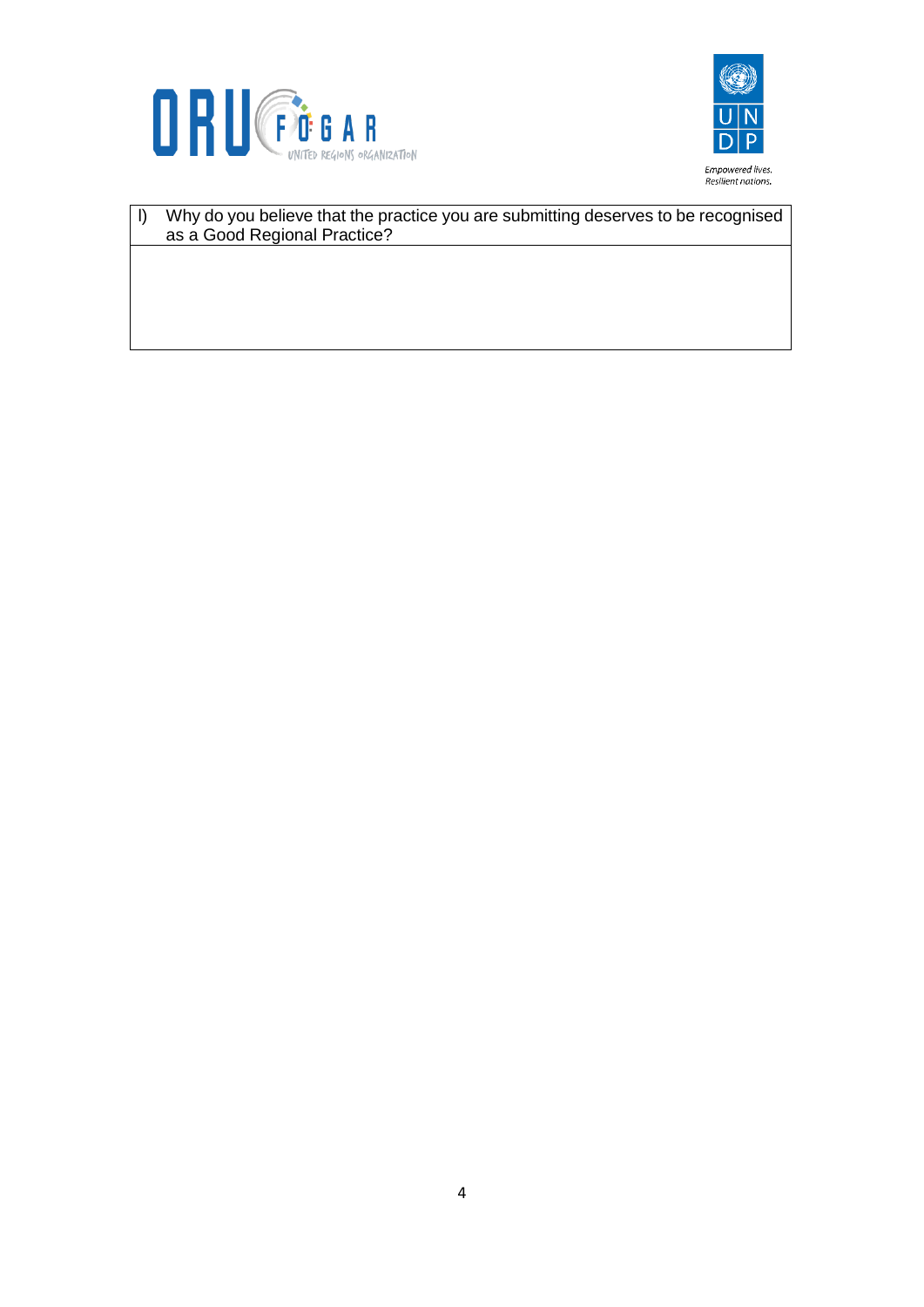| | |
|---|---|
| l) | Why do you believe that the practice you are submitting deserves to be recognised as a Good Regional Practice? |
| | |